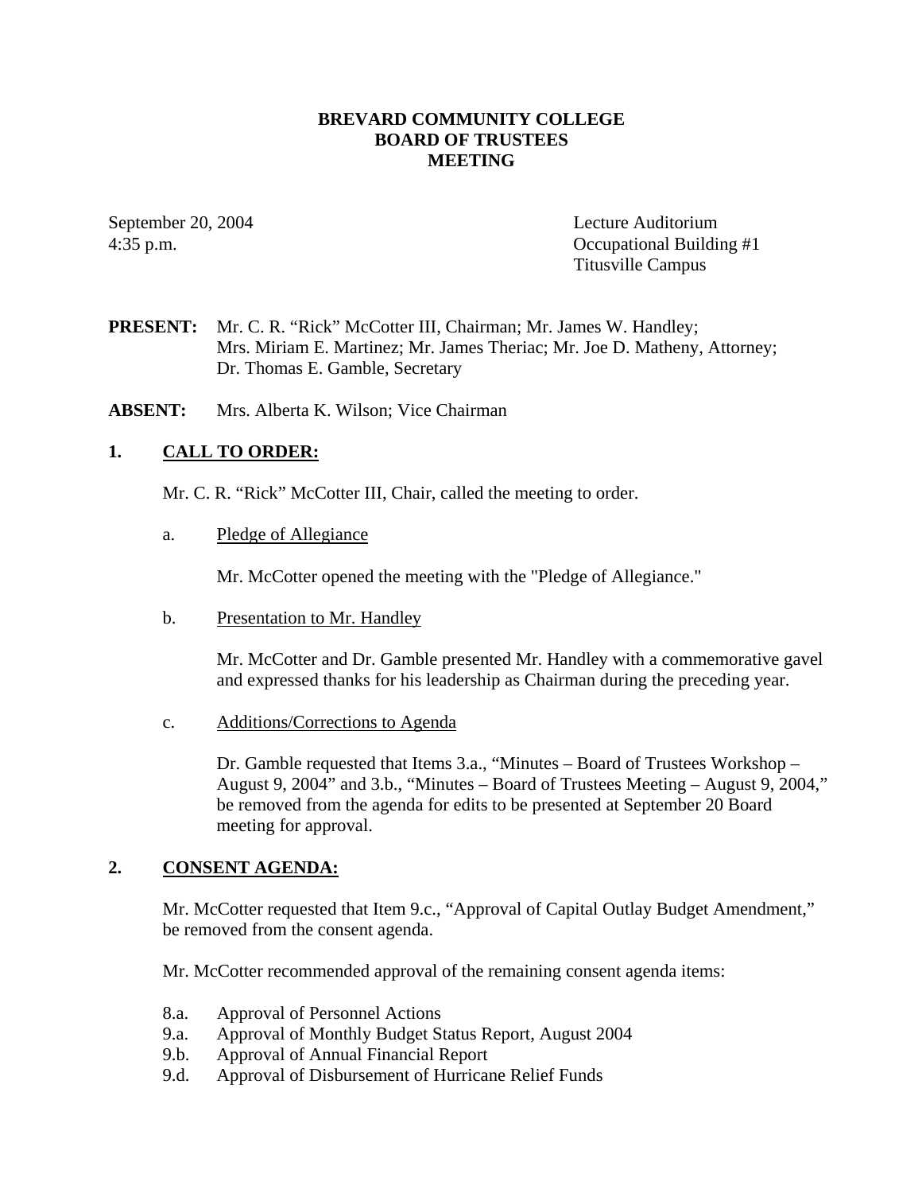# BREVARD COMMUNITY COLLEGE
# BOARD OF TRUSTEES
# MEETING

September 20, 2004
4:35 p.m.

Lecture Auditorium
Occupational Building #1
Titusville Campus

**PRESENT:** Mr. C. R. "Rick" McCotter III, Chairman; Mr. James W. Handley; Mrs. Miriam E. Martinez; Mr. James Theriac; Mr. Joe D. Matheny, Attorney; Dr. Thomas E. Gamble, Secretary

**ABSENT:** Mrs. Alberta K. Wilson; Vice Chairman

## 1. CALL TO ORDER:

Mr. C. R. "Rick" McCotter III, Chair, called the meeting to order.

a. Pledge of Allegiance

Mr. McCotter opened the meeting with the "Pledge of Allegiance."

b. Presentation to Mr. Handley

Mr. McCotter and Dr. Gamble presented Mr. Handley with a commemorative gavel and expressed thanks for his leadership as Chairman during the preceding year.

c. Additions/Corrections to Agenda

Dr. Gamble requested that Items 3.a., "Minutes – Board of Trustees Workshop – August 9, 2004" and 3.b., "Minutes – Board of Trustees Meeting – August 9, 2004," be removed from the agenda for edits to be presented at September 20 Board meeting for approval.

## 2. CONSENT AGENDA:

Mr. McCotter requested that Item 9.c., "Approval of Capital Outlay Budget Amendment," be removed from the consent agenda.

Mr. McCotter recommended approval of the remaining consent agenda items:

- 8.a. Approval of Personnel Actions
- 9.a. Approval of Monthly Budget Status Report, August 2004
- 9.b. Approval of Annual Financial Report
- 9.d. Approval of Disbursement of Hurricane Relief Funds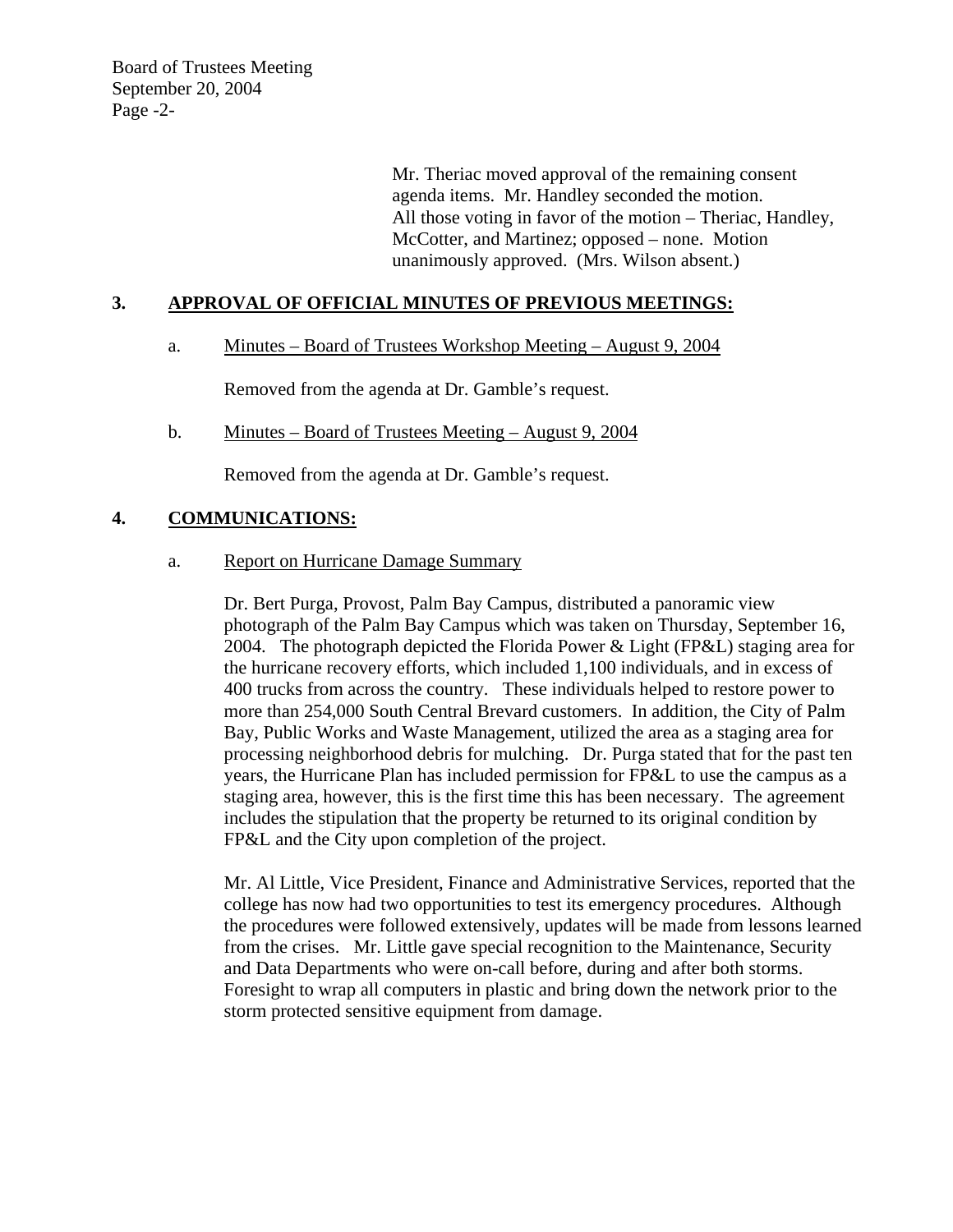Mr. Theriac moved approval of the remaining consent agenda items. Mr. Handley seconded the motion. All those voting in favor of the motion – Theriac, Handley, McCotter, and Martinez; opposed – none. Motion unanimously approved. (Mrs. Wilson absent.)

## 3. APPROVAL OF OFFICIAL MINUTES OF PREVIOUS MEETINGS:

a. Minutes – Board of Trustees Workshop Meeting – August 9, 2004

Removed from the agenda at Dr. Gamble's request.

b. Minutes – Board of Trustees Meeting – August 9, 2004

Removed from the agenda at Dr. Gamble's request.

## 4. COMMUNICATIONS:

a. Report on Hurricane Damage Summary

Dr. Bert Purga, Provost, Palm Bay Campus, distributed a panoramic view photograph of the Palm Bay Campus which was taken on Thursday, September 16, 2004. The photograph depicted the Florida Power & Light (FP&L) staging area for the hurricane recovery efforts, which included 1,100 individuals, and in excess of 400 trucks from across the country. These individuals helped to restore power to more than 254,000 South Central Brevard customers. In addition, the City of Palm Bay, Public Works and Waste Management, utilized the area as a staging area for processing neighborhood debris for mulching. Dr. Purga stated that for the past ten years, the Hurricane Plan has included permission for FP&L to use the campus as a staging area, however, this is the first time this has been necessary. The agreement includes the stipulation that the property be returned to its original condition by FP&L and the City upon completion of the project.

Mr. Al Little, Vice President, Finance and Administrative Services, reported that the college has now had two opportunities to test its emergency procedures. Although the procedures were followed extensively, updates will be made from lessons learned from the crises. Mr. Little gave special recognition to the Maintenance, Security and Data Departments who were on-call before, during and after both storms. Foresight to wrap all computers in plastic and bring down the network prior to the storm protected sensitive equipment from damage.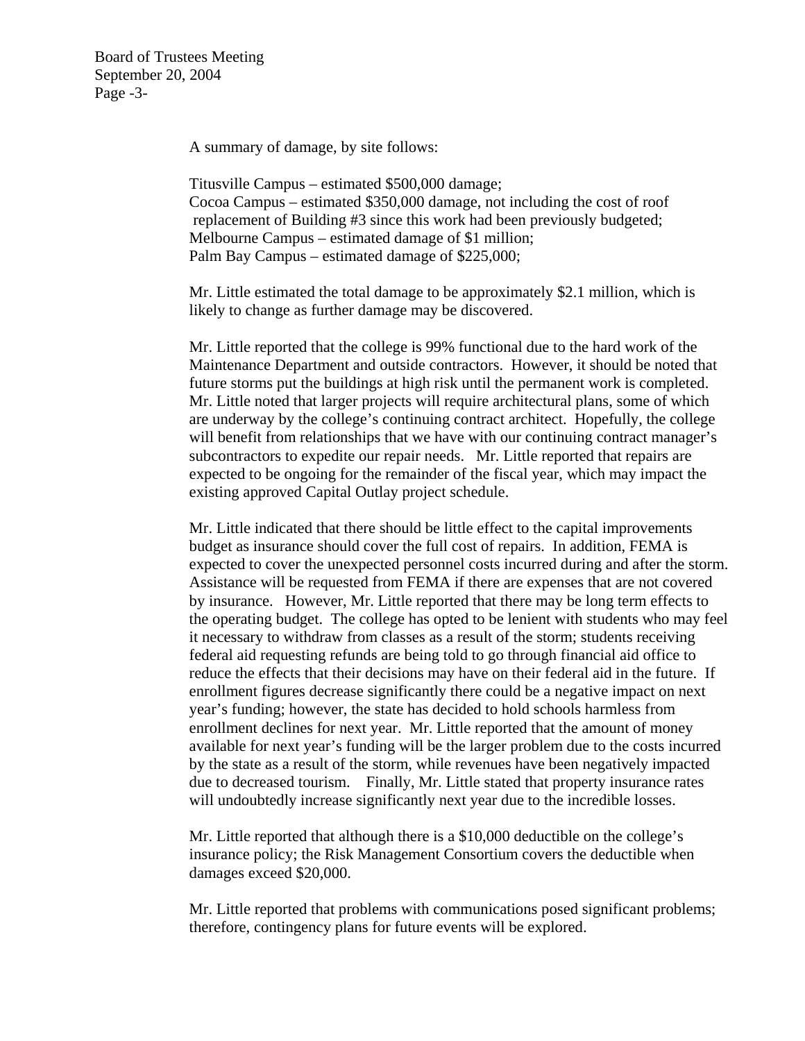A summary of damage, by site follows:

Titusville Campus – estimated $500,000 damage;
Cocoa Campus – estimated $350,000 damage, not including the cost of roof replacement of Building #3 since this work had been previously budgeted;
Melbourne Campus – estimated damage of $1 million;
Palm Bay Campus – estimated damage of $225,000;

Mr. Little estimated the total damage to be approximately $2.1 million, which is likely to change as further damage may be discovered.

Mr. Little reported that the college is 99% functional due to the hard work of the Maintenance Department and outside contractors. However, it should be noted that future storms put the buildings at high risk until the permanent work is completed. Mr. Little noted that larger projects will require architectural plans, some of which are underway by the college's continuing contract architect. Hopefully, the college will benefit from relationships that we have with our continuing contract manager's subcontractors to expedite our repair needs. Mr. Little reported that repairs are expected to be ongoing for the remainder of the fiscal year, which may impact the existing approved Capital Outlay project schedule.

Mr. Little indicated that there should be little effect to the capital improvements budget as insurance should cover the full cost of repairs. In addition, FEMA is expected to cover the unexpected personnel costs incurred during and after the storm. Assistance will be requested from FEMA if there are expenses that are not covered by insurance. However, Mr. Little reported that there may be long term effects to the operating budget. The college has opted to be lenient with students who may feel it necessary to withdraw from classes as a result of the storm; students receiving federal aid requesting refunds are being told to go through financial aid office to reduce the effects that their decisions may have on their federal aid in the future. If enrollment figures decrease significantly there could be a negative impact on next year's funding; however, the state has decided to hold schools harmless from enrollment declines for next year. Mr. Little reported that the amount of money available for next year's funding will be the larger problem due to the costs incurred by the state as a result of the storm, while revenues have been negatively impacted due to decreased tourism. Finally, Mr. Little stated that property insurance rates will undoubtedly increase significantly next year due to the incredible losses.

Mr. Little reported that although there is a $10,000 deductible on the college's insurance policy; the Risk Management Consortium covers the deductible when damages exceed $20,000.

Mr. Little reported that problems with communications posed significant problems; therefore, contingency plans for future events will be explored.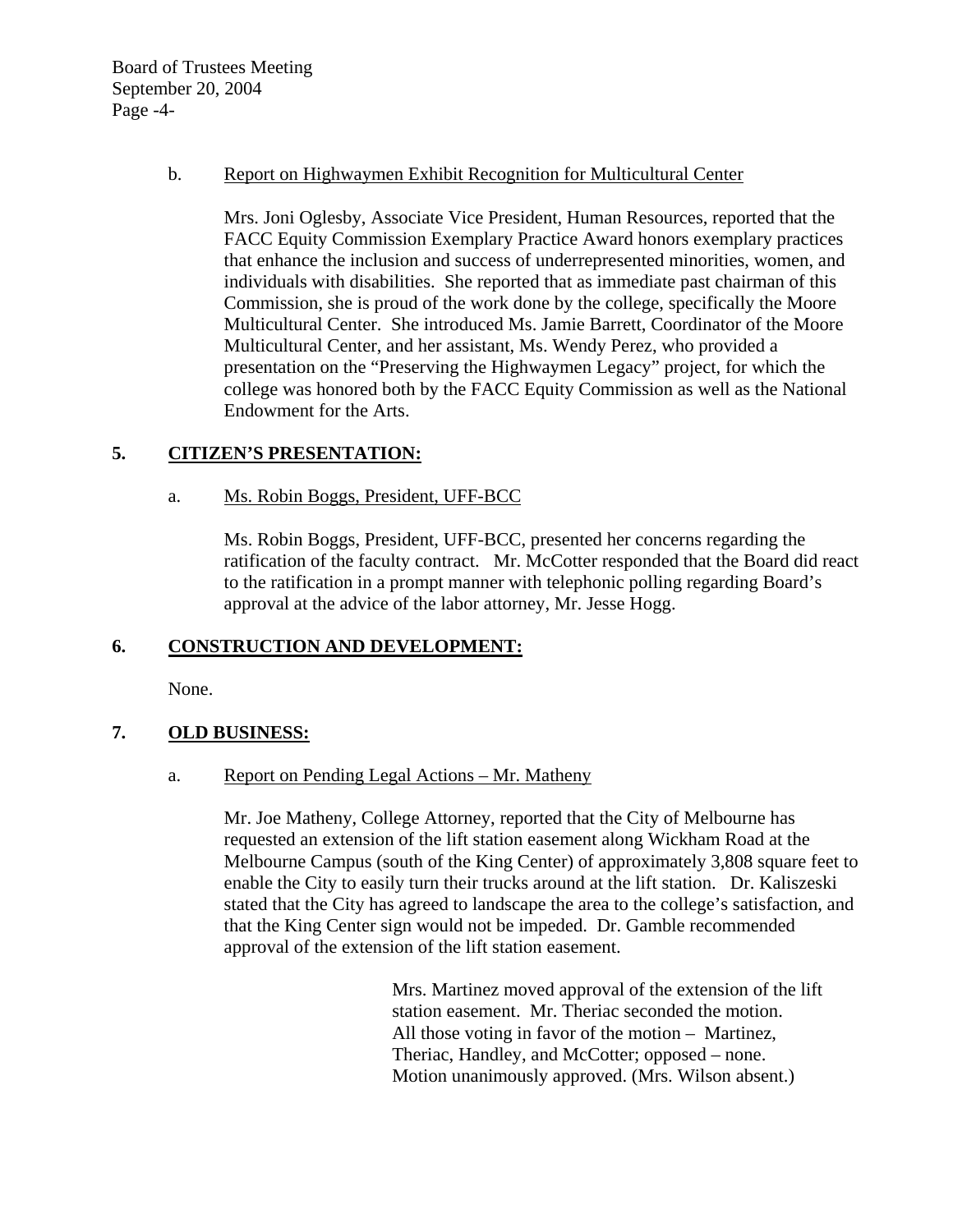b. Report on Highwaymen Exhibit Recognition for Multicultural Center

Mrs. Joni Oglesby, Associate Vice President, Human Resources, reported that the FACC Equity Commission Exemplary Practice Award honors exemplary practices that enhance the inclusion and success of underrepresented minorities, women, and individuals with disabilities. She reported that as immediate past chairman of this Commission, she is proud of the work done by the college, specifically the Moore Multicultural Center. She introduced Ms. Jamie Barrett, Coordinator of the Moore Multicultural Center, and her assistant, Ms. Wendy Perez, who provided a presentation on the "Preserving the Highwaymen Legacy" project, for which the college was honored both by the FACC Equity Commission as well as the National Endowment for the Arts.

## 5. CITIZEN'S PRESENTATION:

a. Ms. Robin Boggs, President, UFF-BCC

Ms. Robin Boggs, President, UFF-BCC, presented her concerns regarding the ratification of the faculty contract. Mr. McCotter responded that the Board did react to the ratification in a prompt manner with telephonic polling regarding Board's approval at the advice of the labor attorney, Mr. Jesse Hogg.

## 6. CONSTRUCTION AND DEVELOPMENT:

None.

## 7. OLD BUSINESS:

a. Report on Pending Legal Actions – Mr. Matheny

Mr. Joe Matheny, College Attorney, reported that the City of Melbourne has requested an extension of the lift station easement along Wickham Road at the Melbourne Campus (south of the King Center) of approximately 3,808 square feet to enable the City to easily turn their trucks around at the lift station. Dr. Kaliszeski stated that the City has agreed to landscape the area to the college's satisfaction, and that the King Center sign would not be impeded. Dr. Gamble recommended approval of the extension of the lift station easement.

> Mrs. Martinez moved approval of the extension of the lift station easement. Mr. Theriac seconded the motion. All those voting in favor of the motion – Martinez, Theriac, Handley, and McCotter; opposed – none. Motion unanimously approved. (Mrs. Wilson absent.)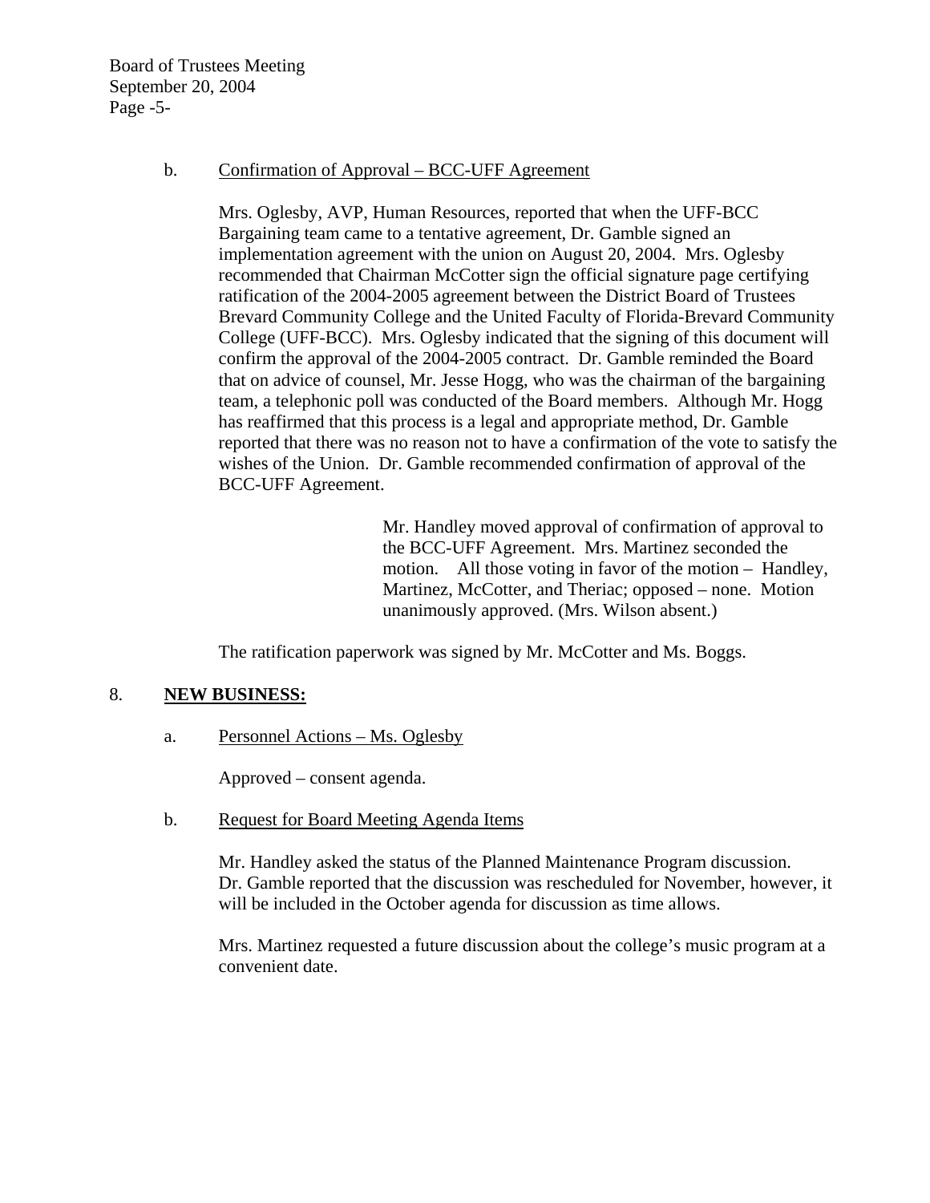b. Confirmation of Approval – BCC-UFF Agreement

Mrs. Oglesby, AVP, Human Resources, reported that when the UFF-BCC Bargaining team came to a tentative agreement, Dr. Gamble signed an implementation agreement with the union on August 20, 2004. Mrs. Oglesby recommended that Chairman McCotter sign the official signature page certifying ratification of the 2004-2005 agreement between the District Board of Trustees Brevard Community College and the United Faculty of Florida-Brevard Community College (UFF-BCC). Mrs. Oglesby indicated that the signing of this document will confirm the approval of the 2004-2005 contract. Dr. Gamble reminded the Board that on advice of counsel, Mr. Jesse Hogg, who was the chairman of the bargaining team, a telephonic poll was conducted of the Board members. Although Mr. Hogg has reaffirmed that this process is a legal and appropriate method, Dr. Gamble reported that there was no reason not to have a confirmation of the vote to satisfy the wishes of the Union. Dr. Gamble recommended confirmation of approval of the BCC-UFF Agreement.

> Mr. Handley moved approval of confirmation of approval to the BCC-UFF Agreement. Mrs. Martinez seconded the motion. All those voting in favor of the motion – Handley, Martinez, McCotter, and Theriac; opposed – none. Motion unanimously approved. (Mrs. Wilson absent.)

The ratification paperwork was signed by Mr. McCotter and Ms. Boggs.

8. **NEW BUSINESS:**

a. Personnel Actions – Ms. Oglesby

Approved – consent agenda.

b. Request for Board Meeting Agenda Items

Mr. Handley asked the status of the Planned Maintenance Program discussion. Dr. Gamble reported that the discussion was rescheduled for November, however, it will be included in the October agenda for discussion as time allows.

Mrs. Martinez requested a future discussion about the college's music program at a convenient date.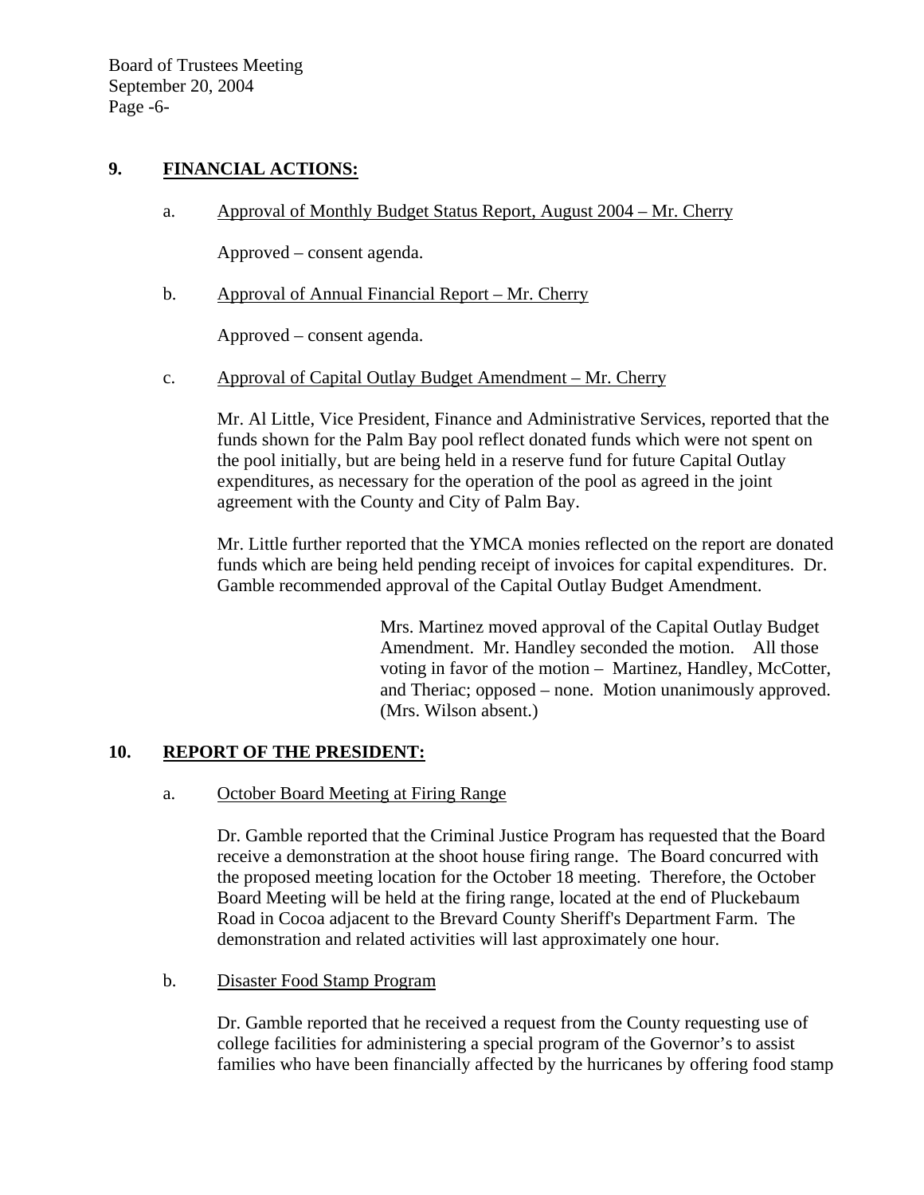## 9. FINANCIAL ACTIONS:

a. Approval of Monthly Budget Status Report, August 2004 – Mr. Cherry

Approved – consent agenda.

b. Approval of Annual Financial Report – Mr. Cherry

Approved – consent agenda.

c. Approval of Capital Outlay Budget Amendment – Mr. Cherry

Mr. Al Little, Vice President, Finance and Administrative Services, reported that the funds shown for the Palm Bay pool reflect donated funds which were not spent on the pool initially, but are being held in a reserve fund for future Capital Outlay expenditures, as necessary for the operation of the pool as agreed in the joint agreement with the County and City of Palm Bay.

Mr. Little further reported that the YMCA monies reflected on the report are donated funds which are being held pending receipt of invoices for capital expenditures. Dr. Gamble recommended approval of the Capital Outlay Budget Amendment.

> Mrs. Martinez moved approval of the Capital Outlay Budget Amendment. Mr. Handley seconded the motion. All those voting in favor of the motion – Martinez, Handley, McCotter, and Theriac; opposed – none. Motion unanimously approved. (Mrs. Wilson absent.)

## 10. REPORT OF THE PRESIDENT:

a. October Board Meeting at Firing Range

Dr. Gamble reported that the Criminal Justice Program has requested that the Board receive a demonstration at the shoot house firing range. The Board concurred with the proposed meeting location for the October 18 meeting. Therefore, the October Board Meeting will be held at the firing range, located at the end of Pluckebaum Road in Cocoa adjacent to the Brevard County Sheriff's Department Farm. The demonstration and related activities will last approximately one hour.

b. Disaster Food Stamp Program

Dr. Gamble reported that he received a request from the County requesting use of college facilities for administering a special program of the Governor's to assist families who have been financially affected by the hurricanes by offering food stamp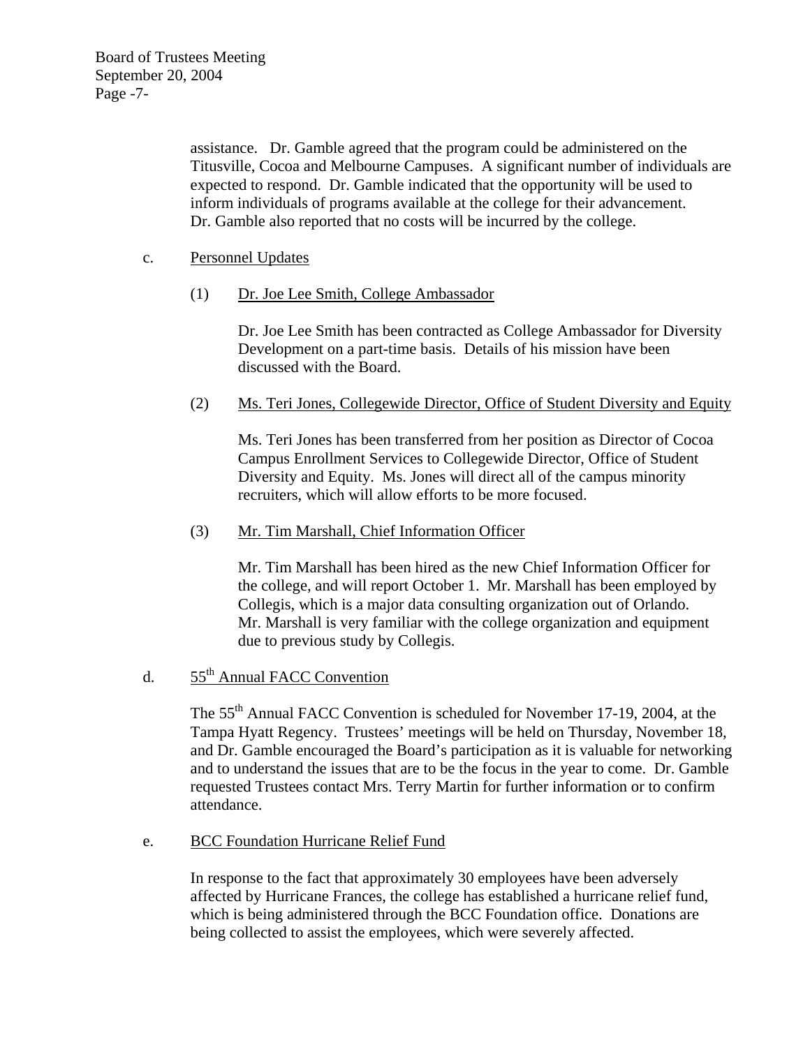assistance. Dr. Gamble agreed that the program could be administered on the Titusville, Cocoa and Melbourne Campuses. A significant number of individuals are expected to respond. Dr. Gamble indicated that the opportunity will be used to inform individuals of programs available at the college for their advancement. Dr. Gamble also reported that no costs will be incurred by the college.

c. Personnel Updates

(1) Dr. Joe Lee Smith, College Ambassador

Dr. Joe Lee Smith has been contracted as College Ambassador for Diversity Development on a part-time basis. Details of his mission have been discussed with the Board.

(2) Ms. Teri Jones, Collegewide Director, Office of Student Diversity and Equity

Ms. Teri Jones has been transferred from her position as Director of Cocoa Campus Enrollment Services to Collegewide Director, Office of Student Diversity and Equity. Ms. Jones will direct all of the campus minority recruiters, which will allow efforts to be more focused.

(3) Mr. Tim Marshall, Chief Information Officer

Mr. Tim Marshall has been hired as the new Chief Information Officer for the college, and will report October 1. Mr. Marshall has been employed by Collegis, which is a major data consulting organization out of Orlando. Mr. Marshall is very familiar with the college organization and equipment due to previous study by Collegis.

d. 55th Annual FACC Convention

The 55th Annual FACC Convention is scheduled for November 17-19, 2004, at the Tampa Hyatt Regency. Trustees' meetings will be held on Thursday, November 18, and Dr. Gamble encouraged the Board's participation as it is valuable for networking and to understand the issues that are to be the focus in the year to come. Dr. Gamble requested Trustees contact Mrs. Terry Martin for further information or to confirm attendance.

e. BCC Foundation Hurricane Relief Fund

In response to the fact that approximately 30 employees have been adversely affected by Hurricane Frances, the college has established a hurricane relief fund, which is being administered through the BCC Foundation office. Donations are being collected to assist the employees, which were severely affected.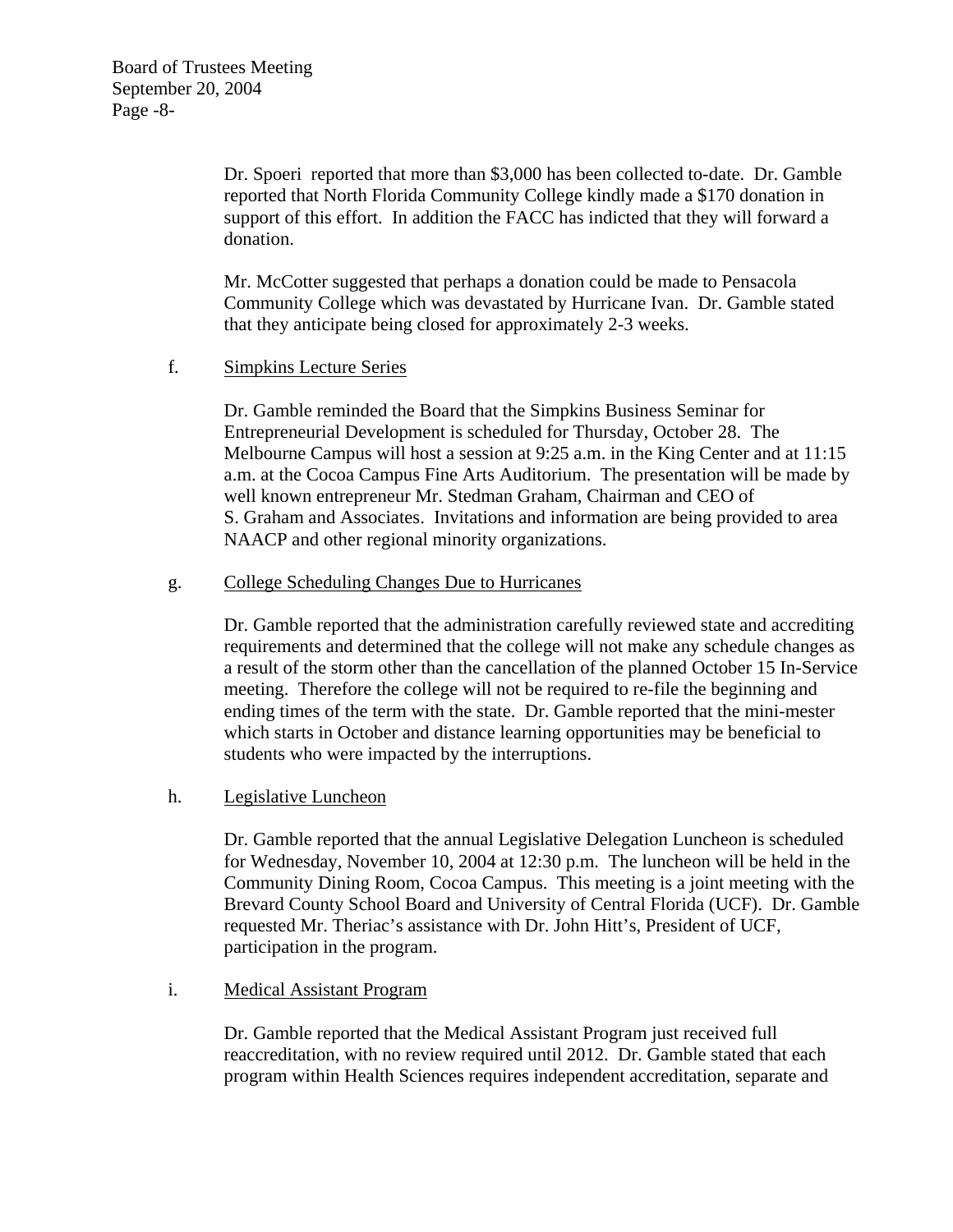Dr. Spoeri reported that more than $3,000 has been collected to-date. Dr. Gamble reported that North Florida Community College kindly made a $170 donation in support of this effort. In addition the FACC has indicted that they will forward a donation.

Mr. McCotter suggested that perhaps a donation could be made to Pensacola Community College which was devastated by Hurricane Ivan. Dr. Gamble stated that they anticipate being closed for approximately 2-3 weeks.

f. <u>Simpkins Lecture Series</u>

Dr. Gamble reminded the Board that the Simpkins Business Seminar for Entrepreneurial Development is scheduled for Thursday, October 28. The Melbourne Campus will host a session at 9:25 a.m. in the King Center and at 11:15 a.m. at the Cocoa Campus Fine Arts Auditorium. The presentation will be made by well known entrepreneur Mr. Stedman Graham, Chairman and CEO of S. Graham and Associates. Invitations and information are being provided to area NAACP and other regional minority organizations.

g. <u>College Scheduling Changes Due to Hurricanes</u>

Dr. Gamble reported that the administration carefully reviewed state and accrediting requirements and determined that the college will not make any schedule changes as a result of the storm other than the cancellation of the planned October 15 In-Service meeting. Therefore the college will not be required to re-file the beginning and ending times of the term with the state. Dr. Gamble reported that the mini-mester which starts in October and distance learning opportunities may be beneficial to students who were impacted by the interruptions.

h. <u>Legislative Luncheon</u>

Dr. Gamble reported that the annual Legislative Delegation Luncheon is scheduled for Wednesday, November 10, 2004 at 12:30 p.m. The luncheon will be held in the Community Dining Room, Cocoa Campus. This meeting is a joint meeting with the Brevard County School Board and University of Central Florida (UCF). Dr. Gamble requested Mr. Theriac's assistance with Dr. John Hitt's, President of UCF, participation in the program.

i. <u>Medical Assistant Program</u>

Dr. Gamble reported that the Medical Assistant Program just received full reaccreditation, with no review required until 2012. Dr. Gamble stated that each program within Health Sciences requires independent accreditation, separate and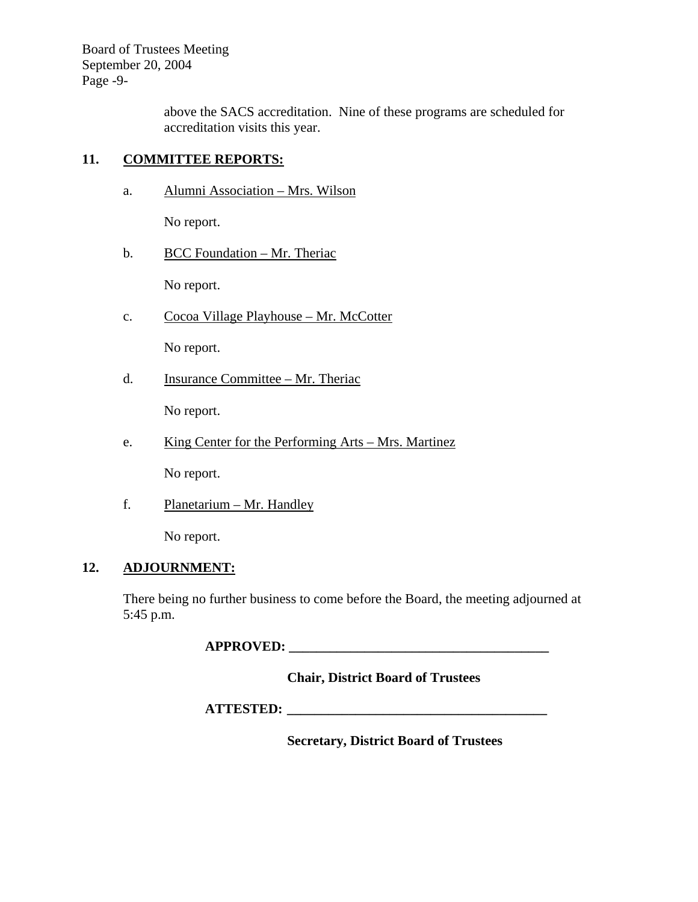above the SACS accreditation. Nine of these programs are scheduled for accreditation visits this year.

## 11. COMMITTEE REPORTS:

a. Alumni Association – Mrs. Wilson

No report.

b. BCC Foundation – Mr. Theriac

No report.

c. Cocoa Village Playhouse – Mr. McCotter

No report.

d. Insurance Committee – Mr. Theriac

No report.

e. King Center for the Performing Arts – Mrs. Martinez

No report.

f. Planetarium – Mr. Handley

No report.

## 12. ADJOURNMENT:

There being no further business to come before the Board, the meeting adjourned at 5:45 p.m.

**APPROVED: ______________________________________**

**Chair, District Board of Trustees**

**ATTESTED: ______________________________________**

**Secretary, District Board of Trustees**